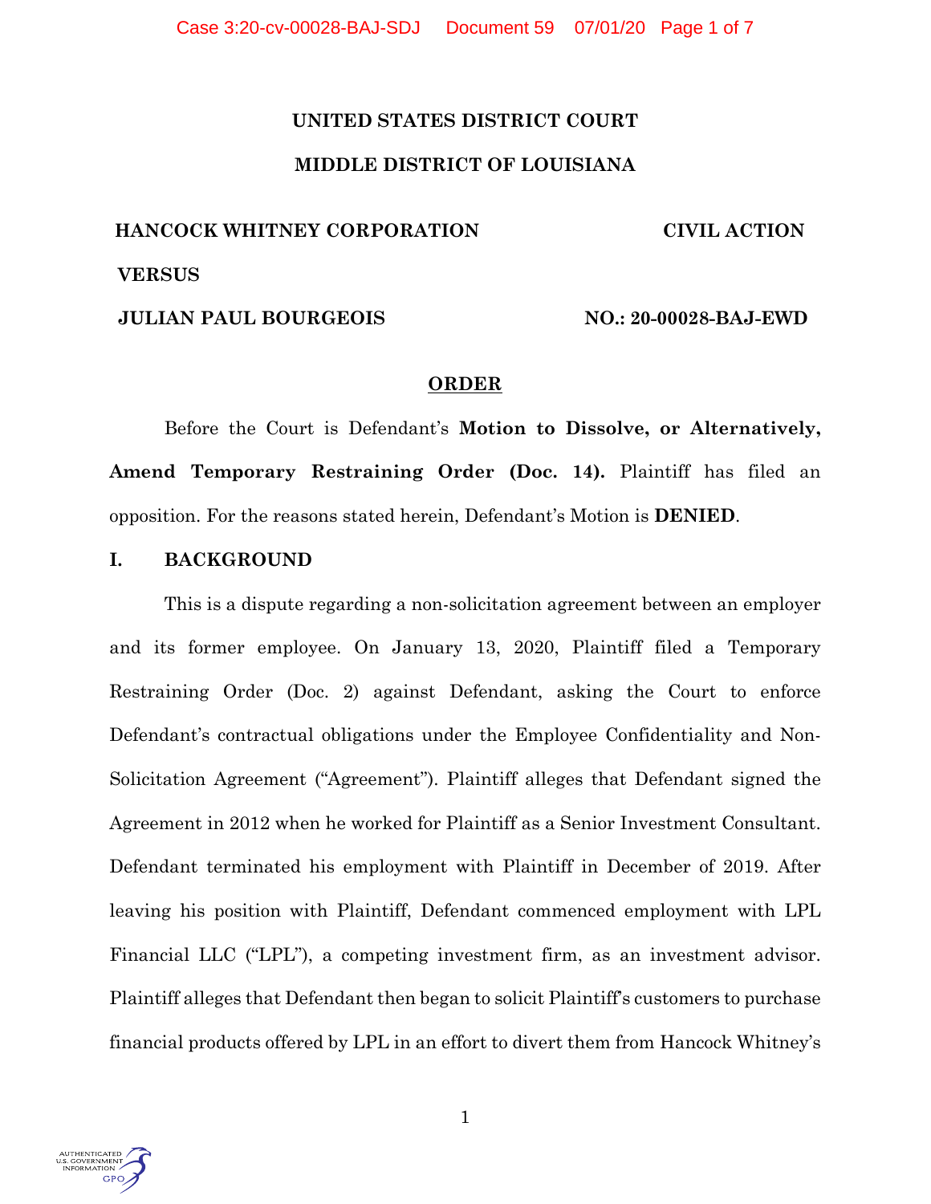**UNITED STATES DISTRICT COURT**

**MIDDLE DISTRICT OF LOUISIANA**

**HANCOCK WHITNEY CORPORATION** **CIVIL ACTION**

**VERSUS**

**JULIAN PAUL BOURGEOIS** **NO.: 20-00028-BAJ-EWD**

**ORDER**

Before the Court is Defendant's **Motion to Dissolve, or Alternatively, Amend Temporary Restraining Order (Doc. 14).** Plaintiff has filed an opposition. For the reasons stated herein, Defendant's Motion is **DENIED**.

## I. BACKGROUND

This is a dispute regarding a non-solicitation agreement between an employer and its former employee. On January 13, 2020, Plaintiff filed a Temporary Restraining Order (Doc. 2) against Defendant, asking the Court to enforce Defendant's contractual obligations under the Employee Confidentiality and Non-Solicitation Agreement ("Agreement"). Plaintiff alleges that Defendant signed the Agreement in 2012 when he worked for Plaintiff as a Senior Investment Consultant. Defendant terminated his employment with Plaintiff in December of 2019. After leaving his position with Plaintiff, Defendant commenced employment with LPL Financial LLC ("LPL"), a competing investment firm, as an investment advisor. Plaintiff alleges that Defendant then began to solicit Plaintiff's customers to purchase financial products offered by LPL in an effort to divert them from Hancock Whitney's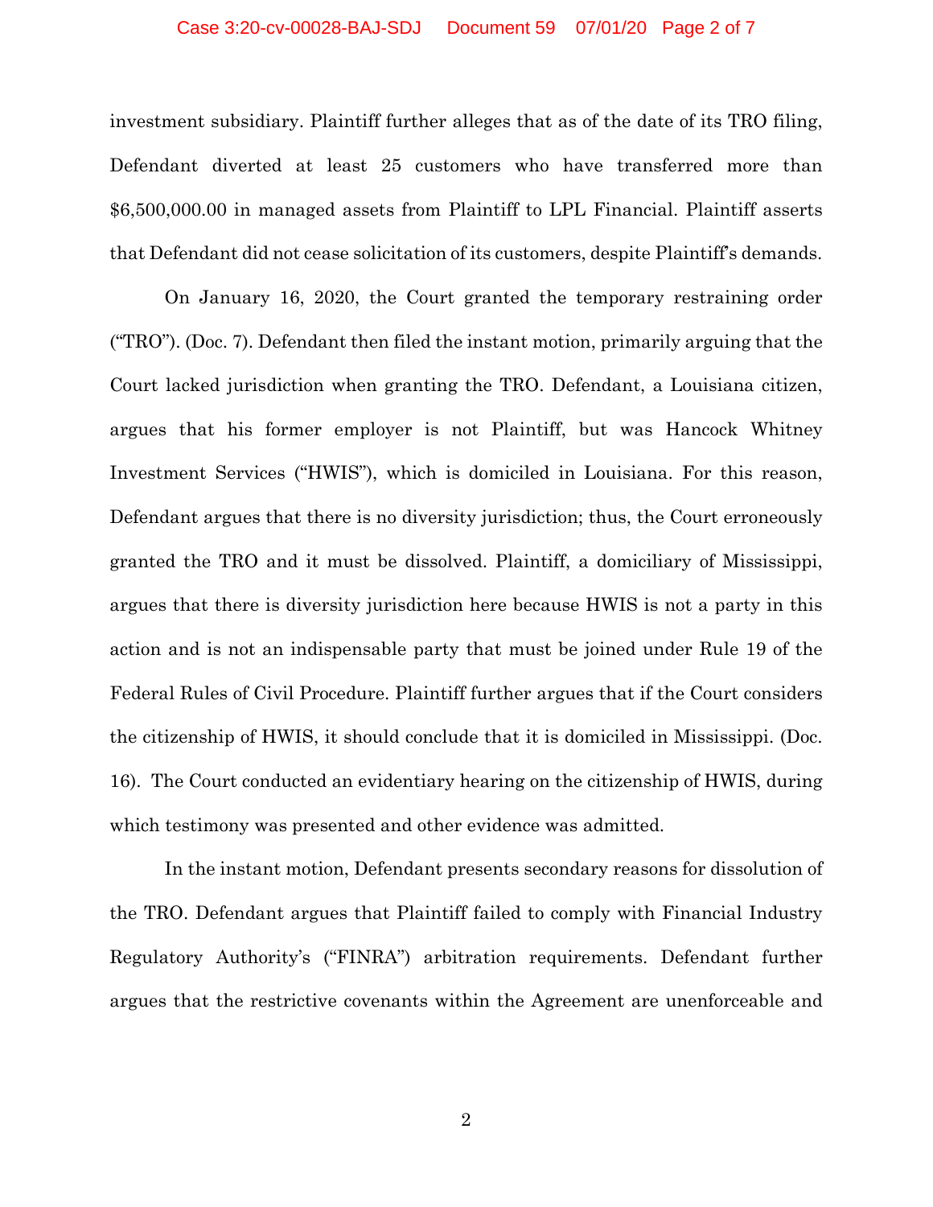investment subsidiary. Plaintiff further alleges that as of the date of its TRO filing, Defendant diverted at least 25 customers who have transferred more than $6,500,000.00 in managed assets from Plaintiff to LPL Financial. Plaintiff asserts that Defendant did not cease solicitation of its customers, despite Plaintiff's demands.

On January 16, 2020, the Court granted the temporary restraining order ("TRO"). (Doc. 7). Defendant then filed the instant motion, primarily arguing that the Court lacked jurisdiction when granting the TRO. Defendant, a Louisiana citizen, argues that his former employer is not Plaintiff, but was Hancock Whitney Investment Services ("HWIS"), which is domiciled in Louisiana. For this reason, Defendant argues that there is no diversity jurisdiction; thus, the Court erroneously granted the TRO and it must be dissolved. Plaintiff, a domiciliary of Mississippi, argues that there is diversity jurisdiction here because HWIS is not a party in this action and is not an indispensable party that must be joined under Rule 19 of the Federal Rules of Civil Procedure. Plaintiff further argues that if the Court considers the citizenship of HWIS, it should conclude that it is domiciled in Mississippi. (Doc. 16). The Court conducted an evidentiary hearing on the citizenship of HWIS, during which testimony was presented and other evidence was admitted.

In the instant motion, Defendant presents secondary reasons for dissolution of the TRO. Defendant argues that Plaintiff failed to comply with Financial Industry Regulatory Authority's ("FINRA") arbitration requirements. Defendant further argues that the restrictive covenants within the Agreement are unenforceable and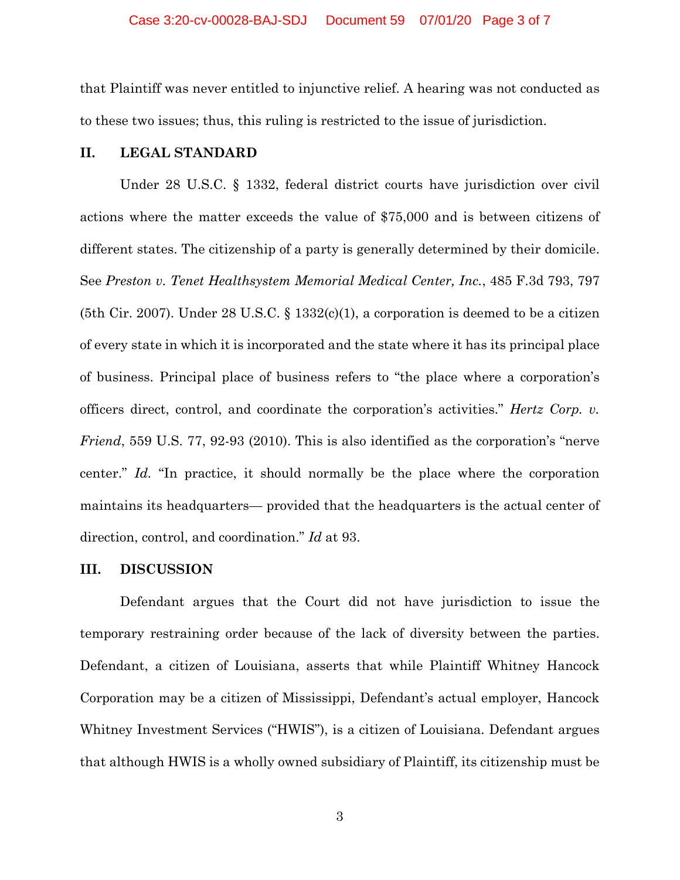that Plaintiff was never entitled to injunctive relief. A hearing was not conducted as to these two issues; thus, this ruling is restricted to the issue of jurisdiction.

## II. LEGAL STANDARD

Under 28 U.S.C. § 1332, federal district courts have jurisdiction over civil actions where the matter exceeds the value of $75,000 and is between citizens of different states. The citizenship of a party is generally determined by their domicile. See *Preston v. Tenet Healthsystem Memorial Medical Center, Inc.*, 485 F.3d 793, 797 (5th Cir. 2007). Under 28 U.S.C. § 1332(c)(1), a corporation is deemed to be a citizen of every state in which it is incorporated and the state where it has its principal place of business. Principal place of business refers to "the place where a corporation's officers direct, control, and coordinate the corporation's activities." *Hertz Corp. v. Friend*, 559 U.S. 77, 92-93 (2010). This is also identified as the corporation's "nerve center." *Id*. "In practice, it should normally be the place where the corporation maintains its headquarters— provided that the headquarters is the actual center of direction, control, and coordination." *Id* at 93.

## III. DISCUSSION

Defendant argues that the Court did not have jurisdiction to issue the temporary restraining order because of the lack of diversity between the parties. Defendant, a citizen of Louisiana, asserts that while Plaintiff Whitney Hancock Corporation may be a citizen of Mississippi, Defendant's actual employer, Hancock Whitney Investment Services ("HWIS"), is a citizen of Louisiana. Defendant argues that although HWIS is a wholly owned subsidiary of Plaintiff, its citizenship must be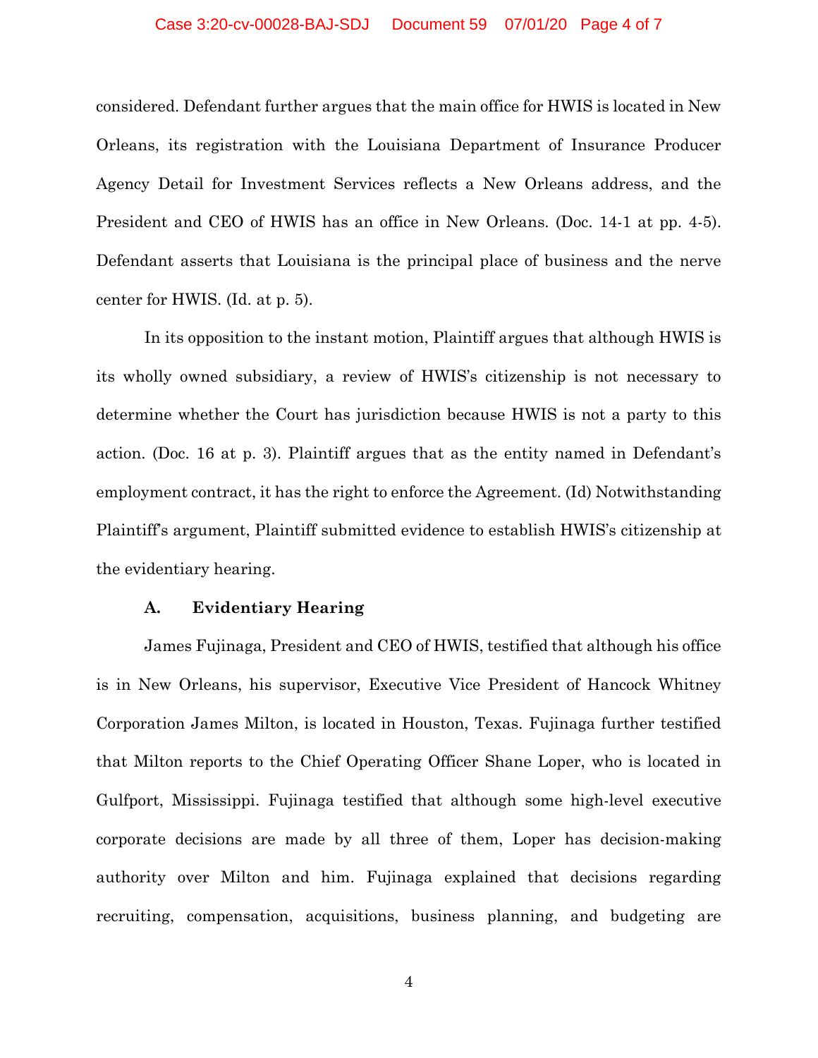considered. Defendant further argues that the main office for HWIS is located in New Orleans, its registration with the Louisiana Department of Insurance Producer Agency Detail for Investment Services reflects a New Orleans address, and the President and CEO of HWIS has an office in New Orleans. (Doc. 14-1 at pp. 4-5). Defendant asserts that Louisiana is the principal place of business and the nerve center for HWIS. (Id. at p. 5).

In its opposition to the instant motion, Plaintiff argues that although HWIS is its wholly owned subsidiary, a review of HWIS's citizenship is not necessary to determine whether the Court has jurisdiction because HWIS is not a party to this action. (Doc. 16 at p. 3). Plaintiff argues that as the entity named in Defendant's employment contract, it has the right to enforce the Agreement. (Id) Notwithstanding Plaintiff's argument, Plaintiff submitted evidence to establish HWIS's citizenship at the evidentiary hearing.

### A. Evidentiary Hearing

James Fujinaga, President and CEO of HWIS, testified that although his office is in New Orleans, his supervisor, Executive Vice President of Hancock Whitney Corporation James Milton, is located in Houston, Texas. Fujinaga further testified that Milton reports to the Chief Operating Officer Shane Loper, who is located in Gulfport, Mississippi. Fujinaga testified that although some high-level executive corporate decisions are made by all three of them, Loper has decision-making authority over Milton and him. Fujinaga explained that decisions regarding recruiting, compensation, acquisitions, business planning, and budgeting are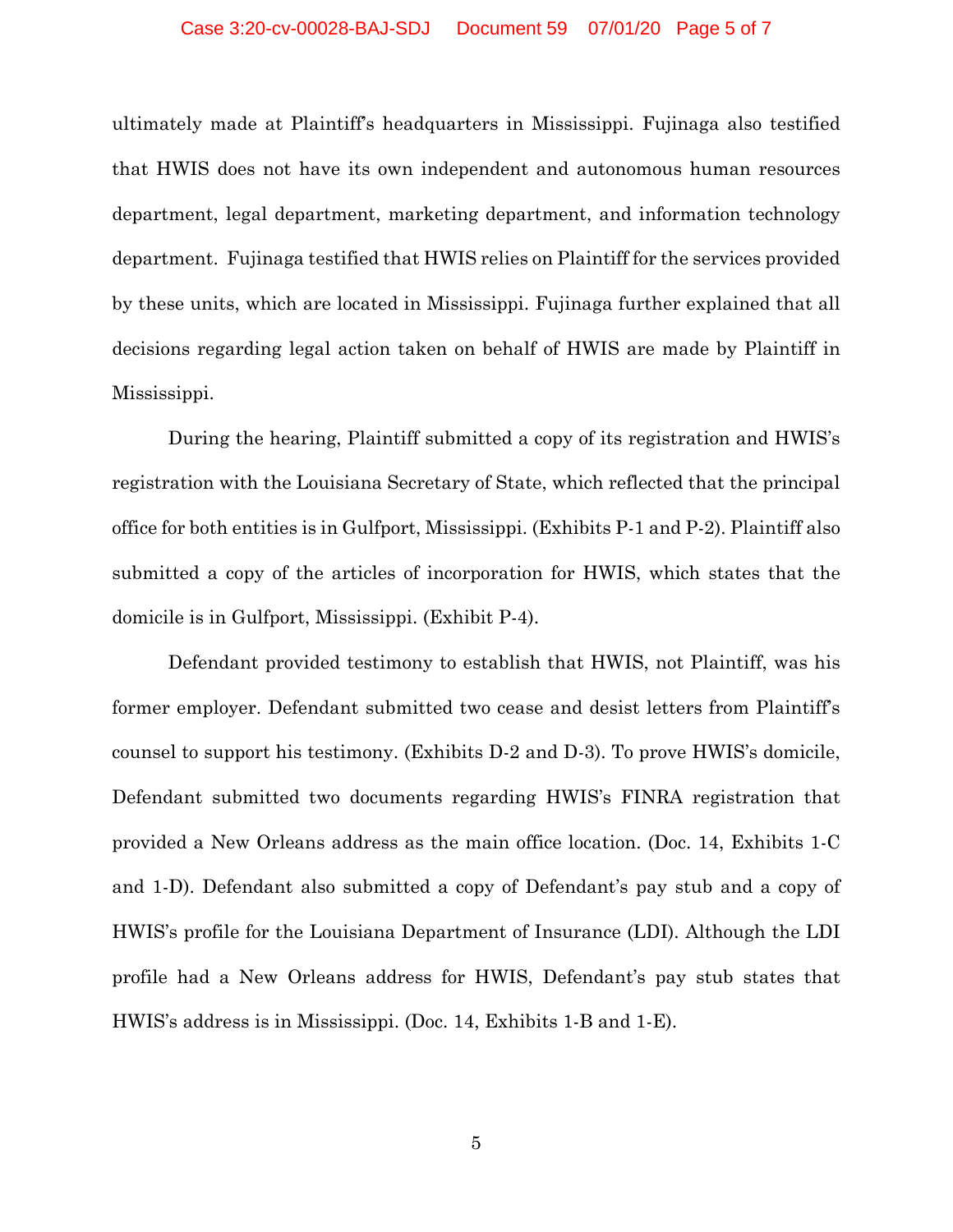ultimately made at Plaintiff's headquarters in Mississippi. Fujinaga also testified that HWIS does not have its own independent and autonomous human resources department, legal department, marketing department, and information technology department. Fujinaga testified that HWIS relies on Plaintiff for the services provided by these units, which are located in Mississippi. Fujinaga further explained that all decisions regarding legal action taken on behalf of HWIS are made by Plaintiff in Mississippi.

During the hearing, Plaintiff submitted a copy of its registration and HWIS's registration with the Louisiana Secretary of State, which reflected that the principal office for both entities is in Gulfport, Mississippi. (Exhibits P-1 and P-2). Plaintiff also submitted a copy of the articles of incorporation for HWIS, which states that the domicile is in Gulfport, Mississippi. (Exhibit P-4).

Defendant provided testimony to establish that HWIS, not Plaintiff, was his former employer. Defendant submitted two cease and desist letters from Plaintiff's counsel to support his testimony. (Exhibits D-2 and D-3). To prove HWIS's domicile, Defendant submitted two documents regarding HWIS's FINRA registration that provided a New Orleans address as the main office location. (Doc. 14, Exhibits 1-C and 1-D). Defendant also submitted a copy of Defendant's pay stub and a copy of HWIS's profile for the Louisiana Department of Insurance (LDI). Although the LDI profile had a New Orleans address for HWIS, Defendant's pay stub states that HWIS's address is in Mississippi. (Doc. 14, Exhibits 1-B and 1-E).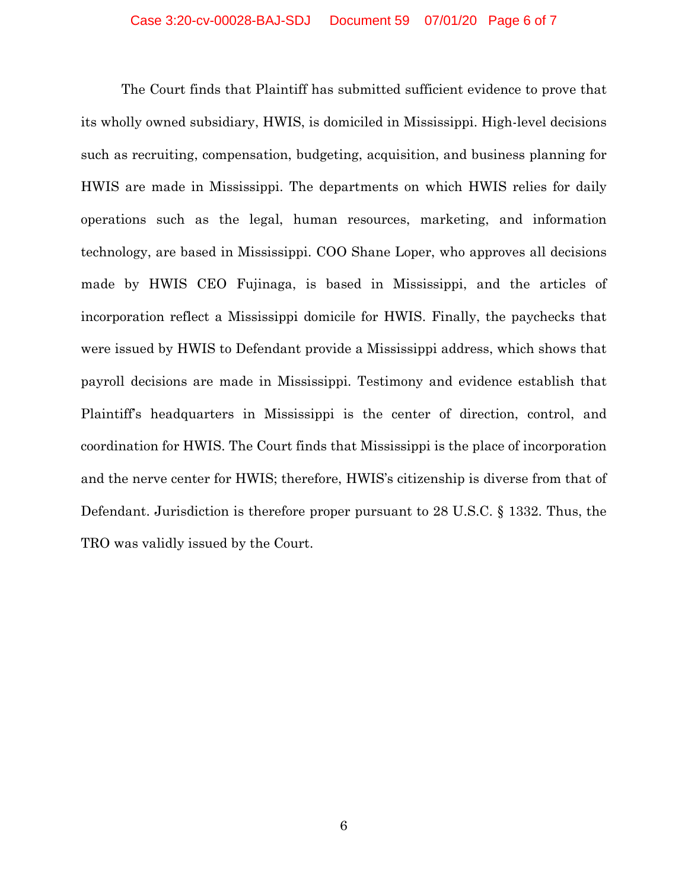The Court finds that Plaintiff has submitted sufficient evidence to prove that its wholly owned subsidiary, HWIS, is domiciled in Mississippi. High-level decisions such as recruiting, compensation, budgeting, acquisition, and business planning for HWIS are made in Mississippi. The departments on which HWIS relies for daily operations such as the legal, human resources, marketing, and information technology, are based in Mississippi. COO Shane Loper, who approves all decisions made by HWIS CEO Fujinaga, is based in Mississippi, and the articles of incorporation reflect a Mississippi domicile for HWIS. Finally, the paychecks that were issued by HWIS to Defendant provide a Mississippi address, which shows that payroll decisions are made in Mississippi. Testimony and evidence establish that Plaintiff's headquarters in Mississippi is the center of direction, control, and coordination for HWIS. The Court finds that Mississippi is the place of incorporation and the nerve center for HWIS; therefore, HWIS's citizenship is diverse from that of Defendant. Jurisdiction is therefore proper pursuant to 28 U.S.C. § 1332. Thus, the TRO was validly issued by the Court.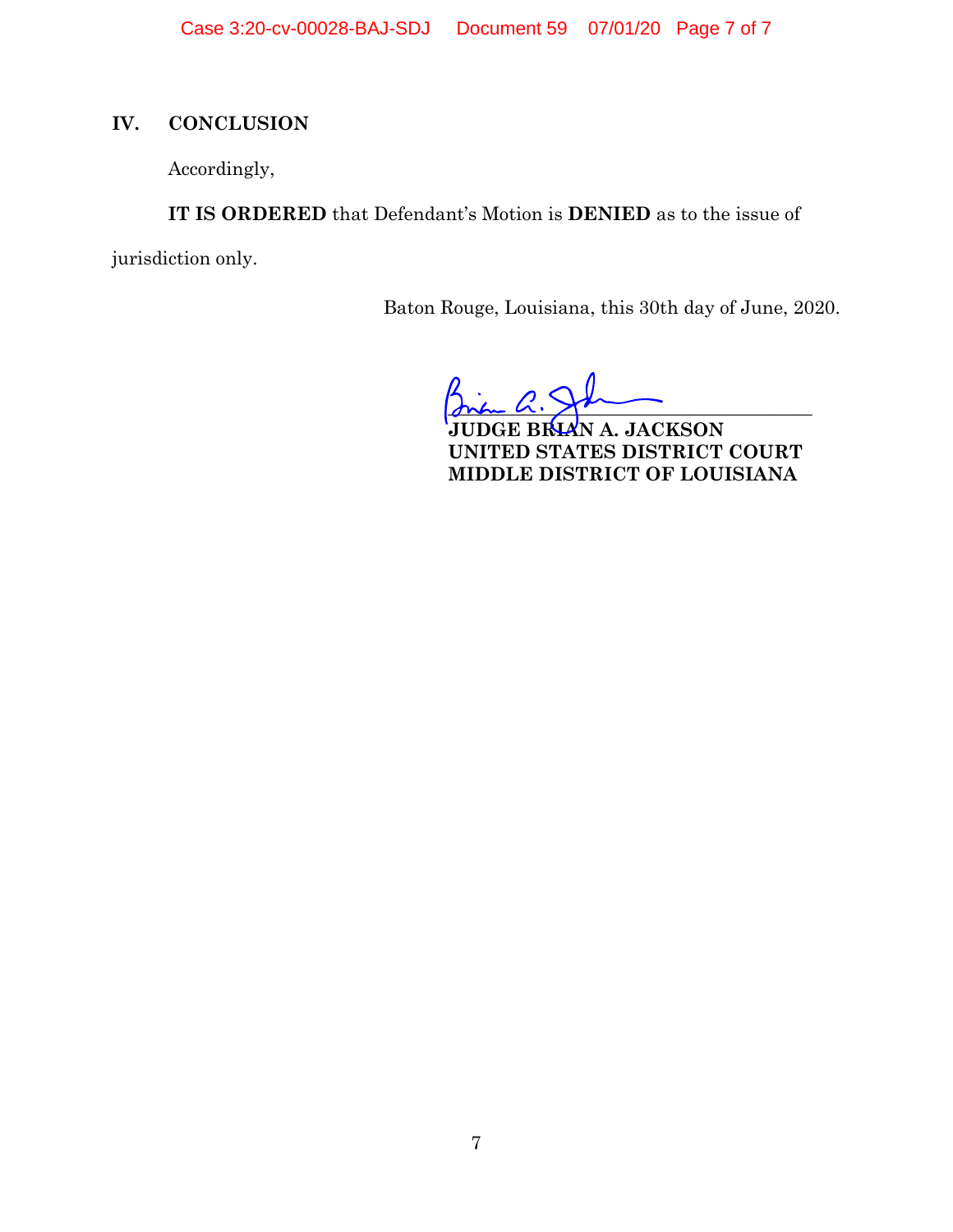## IV. CONCLUSION

Accordingly,

**IT IS ORDERED** that Defendant's Motion is **DENIED** as to the issue of jurisdiction only.

Baton Rouge, Louisiana, this 30th day of June, 2020.

**JUDGE BRIAN A. JACKSON**
**UNITED STATES DISTRICT COURT**
**MIDDLE DISTRICT OF LOUISIANA**